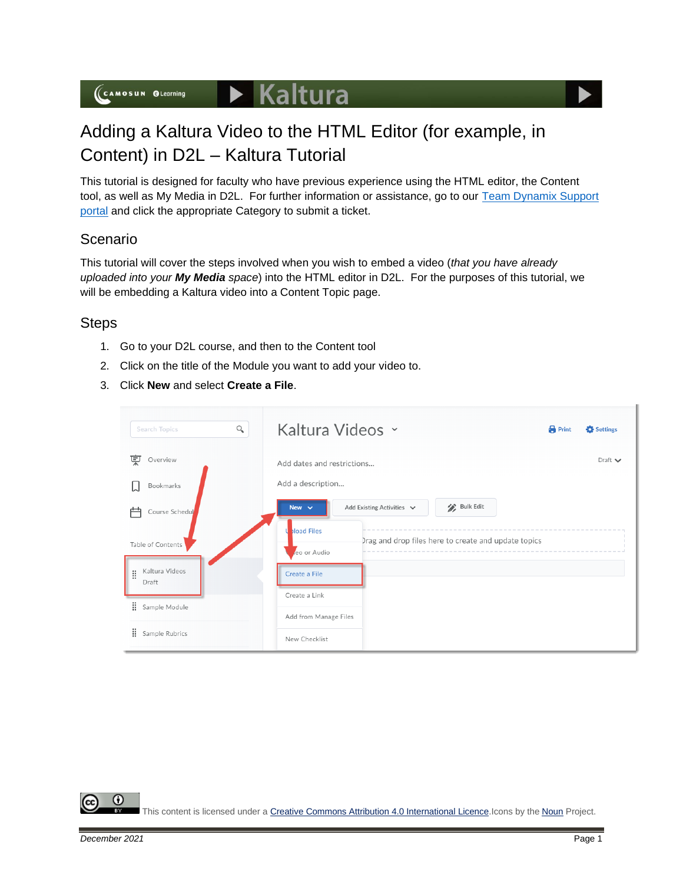# Adding a Kaltura Video to the HTML Editor (for example, in Content) in D2L – Kaltura Tutorial

This tutorial is designed for faculty who have previous experience using the HTML editor, the Content tool, as well as My Media in D2L. For further information or assistance, go to our Team Dynamix Support portal and click the appropriate Category to submit a ticket.

## Scenario

This tutorial will cover the steps involved when you wish to embed a video (*that you have already uploaded into your **My Media** space*) into the HTML editor in D2L. For the purposes of this tutorial, we will be embedding a Kaltura video into a Content Topic page.

## Steps

1. Go to your D2L course, and then to the Content tool
2. Click on the title of the Module you want to add your video to.
3. Click **New** and select **Create a File**.

This content is licensed under a Creative Commons Attribution 4.0 International Licence. Icons by the Noun Project.

*December 2021*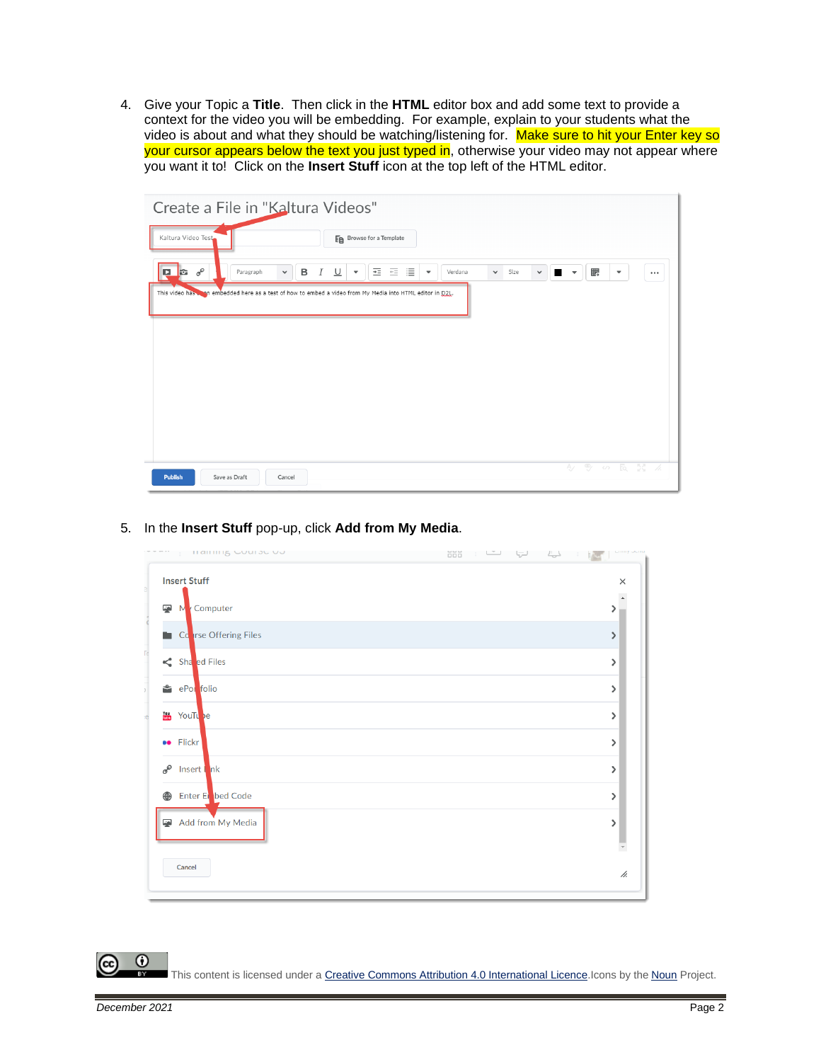4. Give your Topic a **Title**. Then click in the **HTML** editor box and add some text to provide a context for the video you will be embedding. For example, explain to your students what the video is about and what they should be watching/listening for. Make sure to hit your Enter key so your cursor appears below the text you just typed in, otherwise your video may not appear where you want it to! Click on the **Insert Stuff** icon at the top left of the HTML editor.

5. In the **Insert Stuff** pop-up, click **Add from My Media**.

This content is licensed under a Creative Commons Attribution 4.0 International Licence. Icons by the Noun Project.

*December 2021*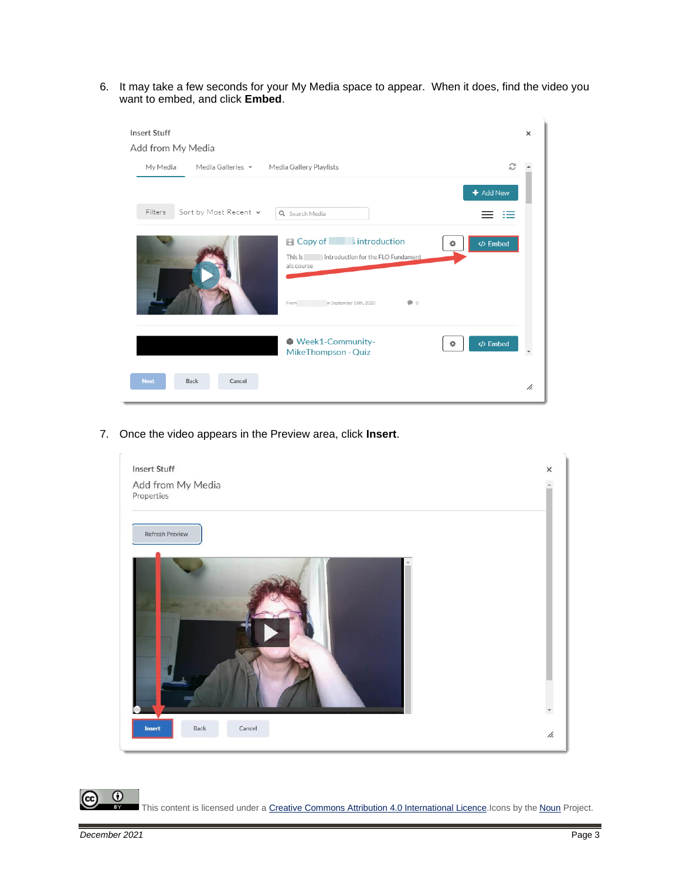6. It may take a few seconds for your My Media space to appear. When it does, find the video you want to embed, and click **Embed**.

7. Once the video appears in the Preview area, click **Insert**.

This content is licensed under a Creative Commons Attribution 4.0 International Licence. Icons by the Noun Project.

December 2021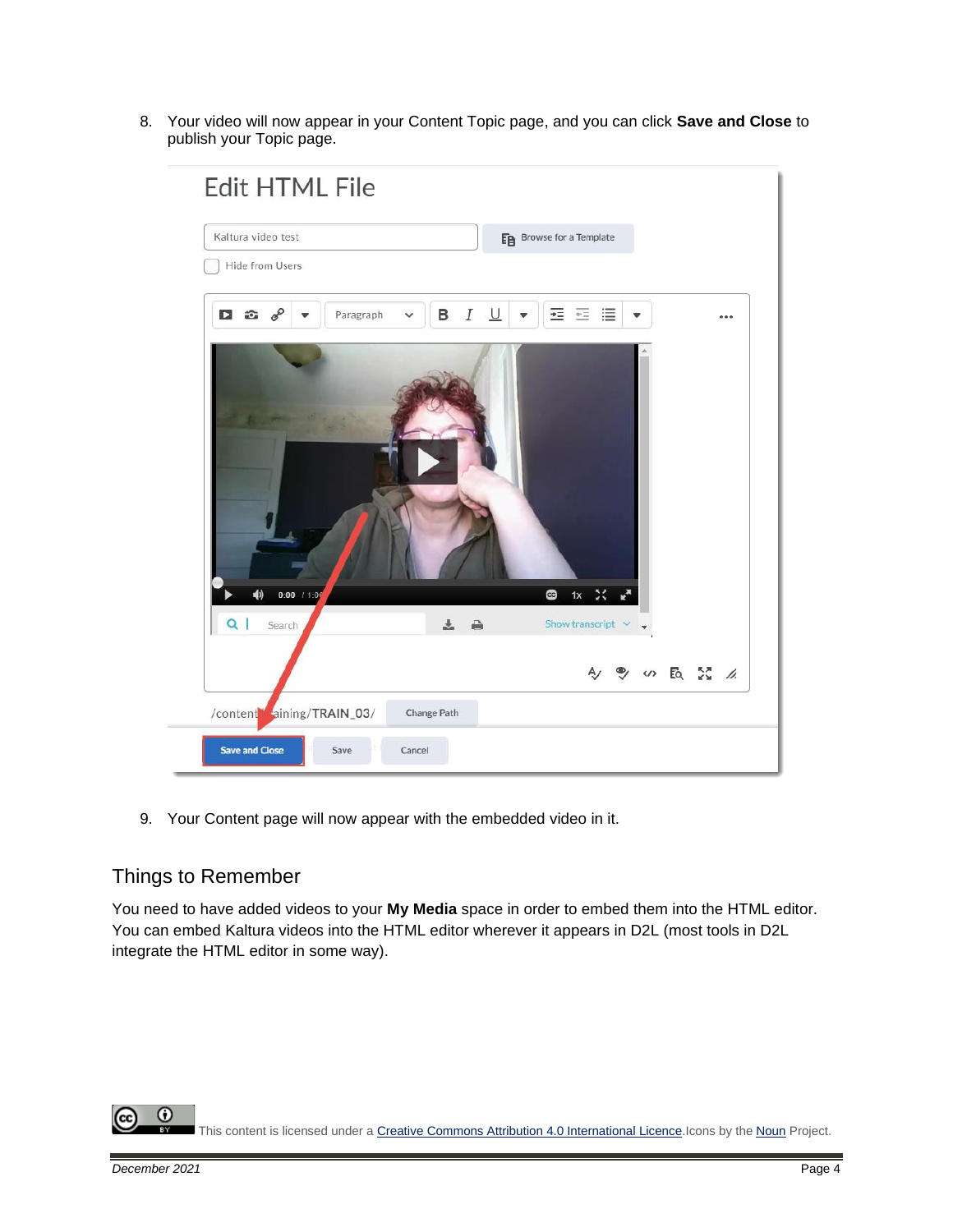8. Your video will now appear in your Content Topic page, and you can click **Save and Close** to publish your Topic page.

9. Your Content page will now appear with the embedded video in it.

## Things to Remember

You need to have added videos to your **My Media** space in order to embed them into the HTML editor. You can embed Kaltura videos into the HTML editor wherever it appears in D2L (most tools in D2L integrate the HTML editor in some way).

This content is licensed under a Creative Commons Attribution 4.0 International Licence. Icons by the Noun Project.